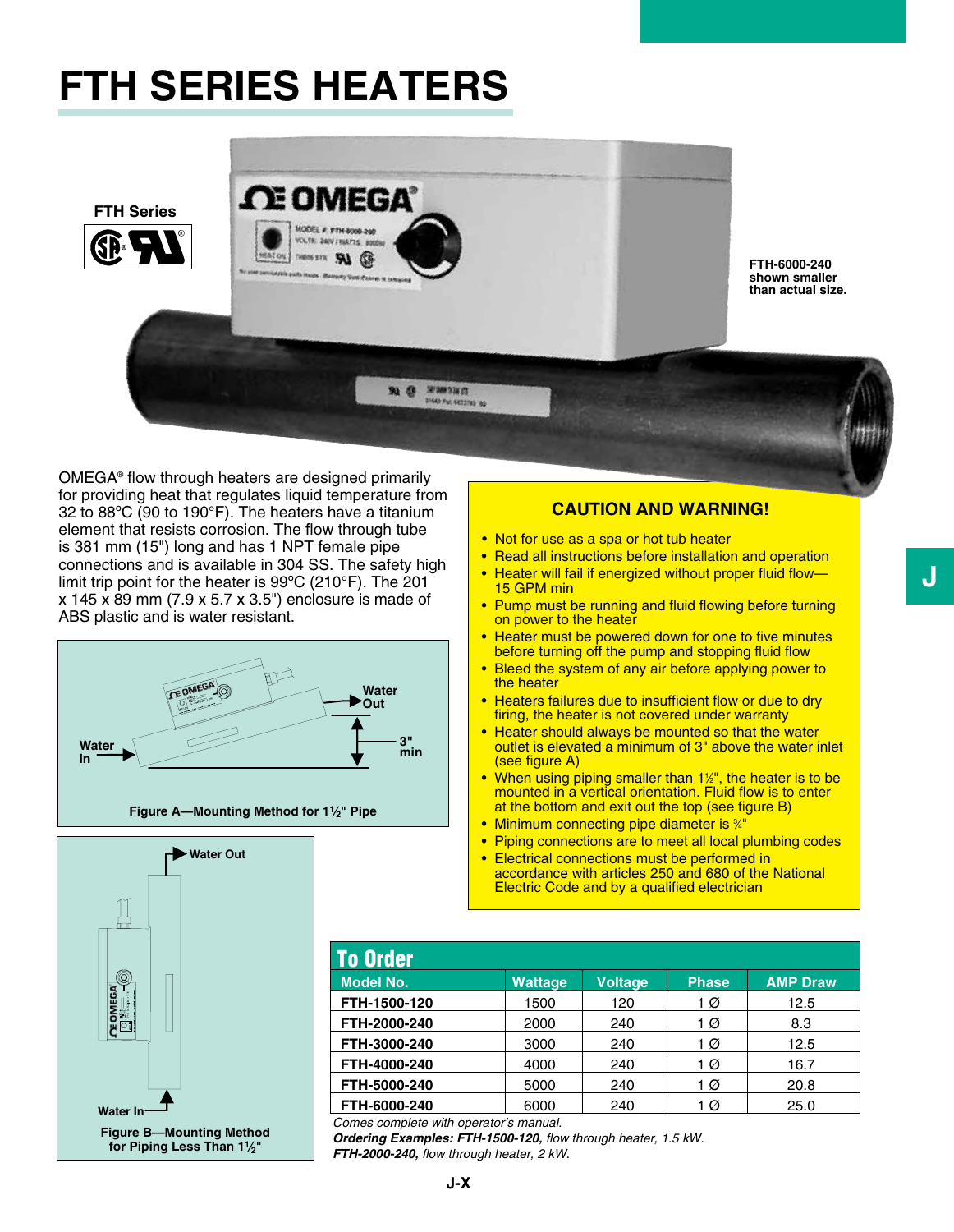# FTH SERIES HEATERS

FTH Series

FTH-6000-240 shown smaller than actual size.

OMEGA® flow through heaters are designed primarily for providing heat that regulates liquid temperature from 32 to 88ºC (90 to 190°F). The heaters have a titanium element that resists corrosion. The flow through tube is 381 mm (15") long and has 1 NPT female pipe connections and is available in 304 SS. The safety high limit trip point for the heater is 99ºC (210°F). The 201 x 145 x 89 mm (7.9 x 5.7 x 3.5") enclosure is made of ABS plastic and is water resistant.

Water In — Water Out — 3" min

Figure A—Mounting Method for 1½" Pipe

Water Out — Water In

Figure B—Mounting Method for Piping Less Than 1½"

## CAUTION AND WARNING!

- Not for use as a spa or hot tub heater
- Read all instructions before installation and operation
- Heater will fail if energized without proper fluid flow—15 GPM min
- Pump must be running and fluid flowing before turning on power to the heater
- Heater must be powered down for one to five minutes before turning off the pump and stopping fluid flow
- Bleed the system of any air before applying power to the heater
- Heaters failures due to insufficient flow or due to dry firing, the heater is not covered under warranty
- Heater should always be mounted so that the water outlet is elevated a minimum of 3" above the water inlet (see figure A)
- When using piping smaller than 1½", the heater is to be mounted in a vertical orientation. Fluid flow is to enter at the bottom and exit out the top (see figure B)
- Minimum connecting pipe diameter is ¾"
- Piping connections are to meet all local plumbing codes
- Electrical connections must be performed in accordance with articles 250 and 680 of the National Electric Code and by a qualified electrician

## To Order

| Model No. | Wattage | Voltage | Phase | AMP Draw |
|---|---|---|---|---|
| **FTH-1500-120** | 1500 | 120 | 1 Ø | 12.5 |
| **FTH-2000-240** | 2000 | 240 | 1 Ø | 8.3 |
| **FTH-3000-240** | 3000 | 240 | 1 Ø | 12.5 |
| **FTH-4000-240** | 4000 | 240 | 1 Ø | 16.7 |
| **FTH-5000-240** | 5000 | 240 | 1 Ø | 20.8 |
| **FTH-6000-240** | 6000 | 240 | 1 Ø | 25.0 |

*Comes complete with operator's manual.*

***Ordering Examples: FTH-1500-120,*** *flow through heater, 1.5 kW.*

***FTH-2000-240,*** *flow through heater, 2 kW.*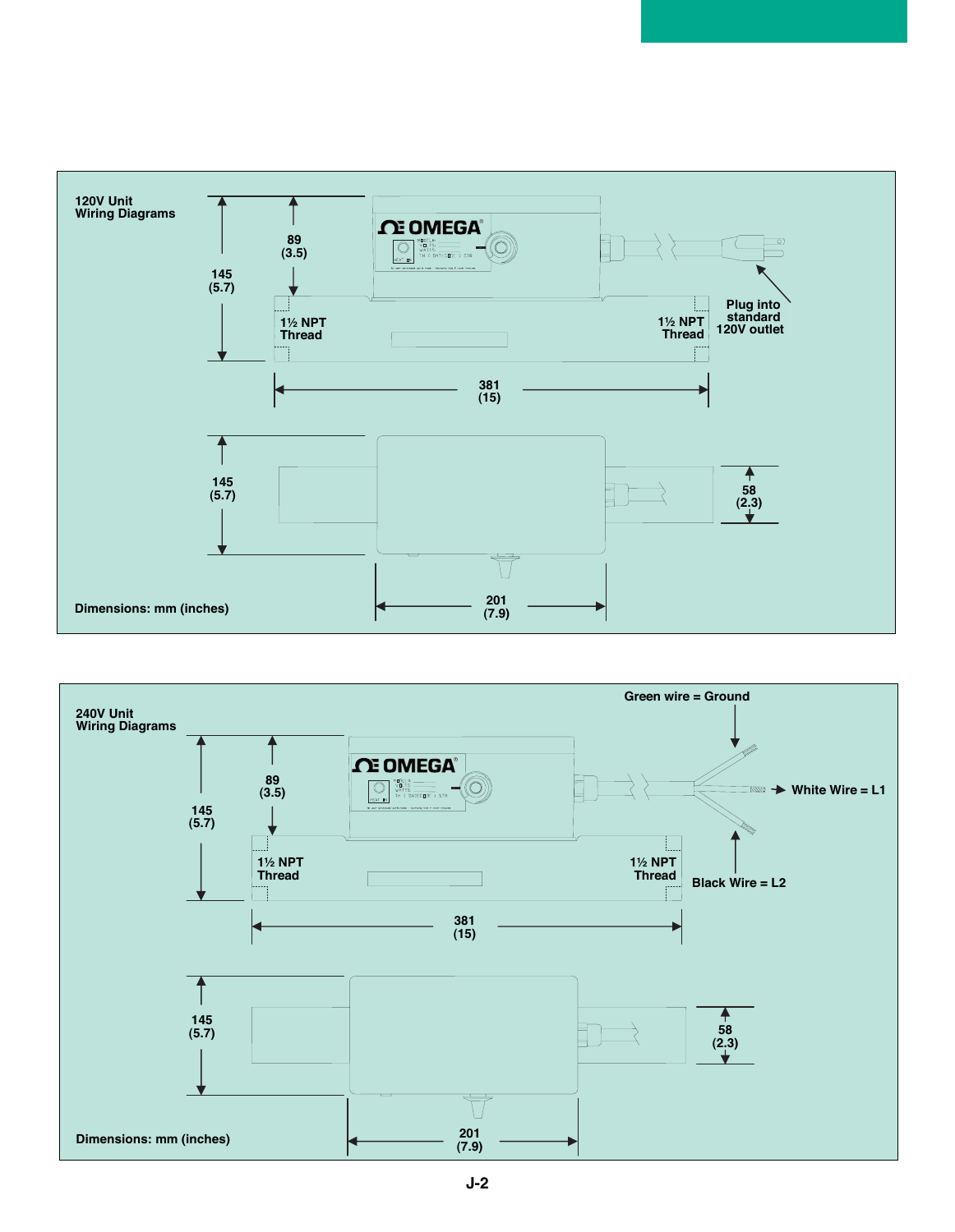120V Unit
Wiring Diagrams

89
(3.5)

145
(5.7)

1½ NPT
Thread

1½ NPT
Thread

Plug into
standard
120V outlet

381
(15)

145
(5.7)

58
(2.3)

201
(7.9)

Dimensions: mm (inches)

240V Unit
Wiring Diagrams

Green wire = Ground

White Wire = L1

Black Wire = L2

89
(3.5)

145
(5.7)

1½ NPT
Thread

1½ NPT
Thread

381
(15)

145
(5.7)

58
(2.3)

201
(7.9)

Dimensions: mm (inches)